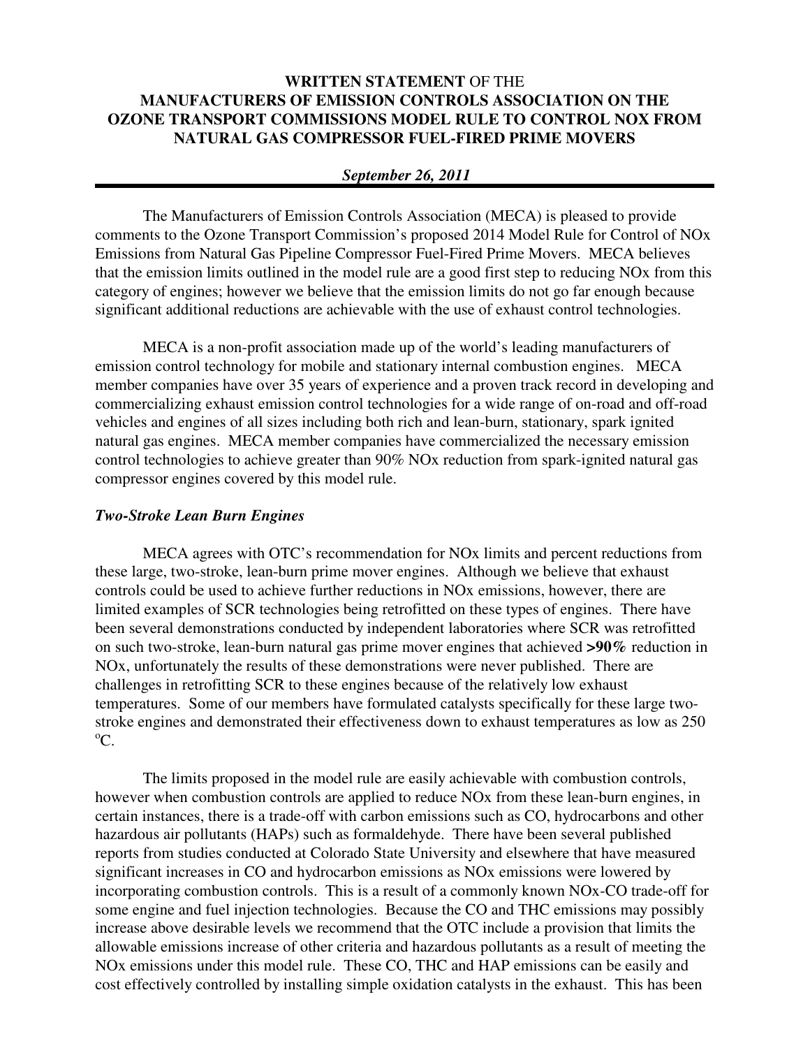**WRITTEN STATEMENT** OF THE
**MANUFACTURERS OF EMISSION CONTROLS ASSOCIATION ON THE OZONE TRANSPORT COMMISSIONS MODEL RULE TO CONTROL NOX FROM NATURAL GAS COMPRESSOR FUEL-FIRED PRIME MOVERS**

***September 26, 2011***

---

The Manufacturers of Emission Controls Association (MECA) is pleased to provide comments to the Ozone Transport Commission's proposed 2014 Model Rule for Control of NOx Emissions from Natural Gas Pipeline Compressor Fuel-Fired Prime Movers. MECA believes that the emission limits outlined in the model rule are a good first step to reducing NOx from this category of engines; however we believe that the emission limits do not go far enough because significant additional reductions are achievable with the use of exhaust control technologies.

MECA is a non-profit association made up of the world's leading manufacturers of emission control technology for mobile and stationary internal combustion engines. MECA member companies have over 35 years of experience and a proven track record in developing and commercializing exhaust emission control technologies for a wide range of on-road and off-road vehicles and engines of all sizes including both rich and lean-burn, stationary, spark ignited natural gas engines. MECA member companies have commercialized the necessary emission control technologies to achieve greater than 90% NOx reduction from spark-ignited natural gas compressor engines covered by this model rule.

***Two-Stroke Lean Burn Engines***

MECA agrees with OTC's recommendation for NOx limits and percent reductions from these large, two-stroke, lean-burn prime mover engines. Although we believe that exhaust controls could be used to achieve further reductions in NOx emissions, however, there are limited examples of SCR technologies being retrofitted on these types of engines. There have been several demonstrations conducted by independent laboratories where SCR was retrofitted on such two-stroke, lean-burn natural gas prime mover engines that achieved **>90%** reduction in NOx, unfortunately the results of these demonstrations were never published. There are challenges in retrofitting SCR to these engines because of the relatively low exhaust temperatures. Some of our members have formulated catalysts specifically for these large two-stroke engines and demonstrated their effectiveness down to exhaust temperatures as low as 250 $^{o}$C.

The limits proposed in the model rule are easily achievable with combustion controls, however when combustion controls are applied to reduce NOx from these lean-burn engines, in certain instances, there is a trade-off with carbon emissions such as CO, hydrocarbons and other hazardous air pollutants (HAPs) such as formaldehyde. There have been several published reports from studies conducted at Colorado State University and elsewhere that have measured significant increases in CO and hydrocarbon emissions as NOx emissions were lowered by incorporating combustion controls. This is a result of a commonly known NOx-CO trade-off for some engine and fuel injection technologies. Because the CO and THC emissions may possibly increase above desirable levels we recommend that the OTC include a provision that limits the allowable emissions increase of other criteria and hazardous pollutants as a result of meeting the NOx emissions under this model rule. These CO, THC and HAP emissions can be easily and cost effectively controlled by installing simple oxidation catalysts in the exhaust. This has been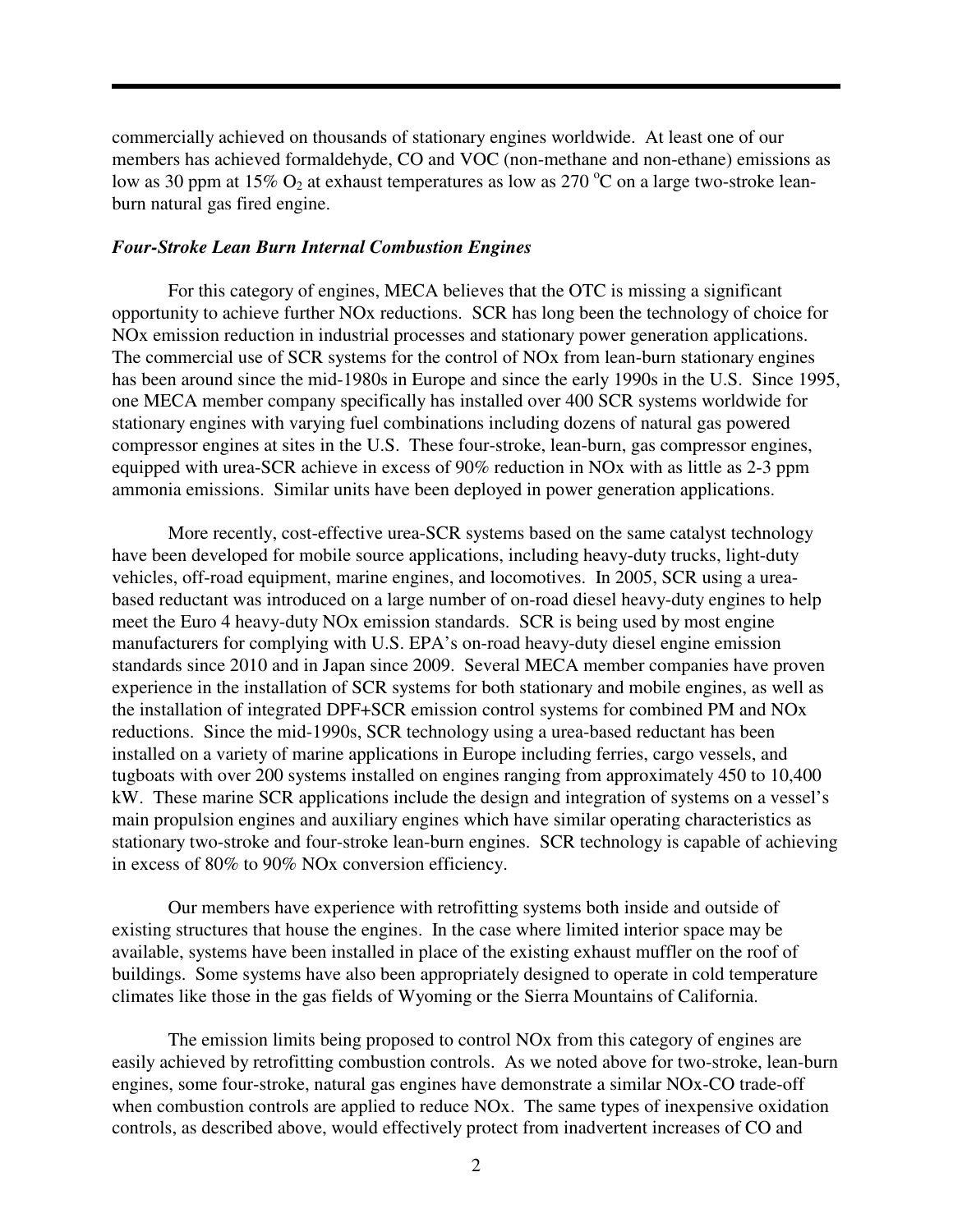commercially achieved on thousands of stationary engines worldwide. At least one of our members has achieved formaldehyde, CO and VOC (non-methane and non-ethane) emissions as low as 30 ppm at 15% $O_2$ at exhaust temperatures as low as 270 °C on a large two-stroke lean-burn natural gas fired engine.

### *Four-Stroke Lean Burn Internal Combustion Engines*

For this category of engines, MECA believes that the OTC is missing a significant opportunity to achieve further NOx reductions. SCR has long been the technology of choice for NOx emission reduction in industrial processes and stationary power generation applications. The commercial use of SCR systems for the control of NOx from lean-burn stationary engines has been around since the mid-1980s in Europe and since the early 1990s in the U.S. Since 1995, one MECA member company specifically has installed over 400 SCR systems worldwide for stationary engines with varying fuel combinations including dozens of natural gas powered compressor engines at sites in the U.S. These four-stroke, lean-burn, gas compressor engines, equipped with urea-SCR achieve in excess of 90% reduction in NOx with as little as 2-3 ppm ammonia emissions. Similar units have been deployed in power generation applications.

More recently, cost-effective urea-SCR systems based on the same catalyst technology have been developed for mobile source applications, including heavy-duty trucks, light-duty vehicles, off-road equipment, marine engines, and locomotives. In 2005, SCR using a urea-based reductant was introduced on a large number of on-road diesel heavy-duty engines to help meet the Euro 4 heavy-duty NOx emission standards. SCR is being used by most engine manufacturers for complying with U.S. EPA's on-road heavy-duty diesel engine emission standards since 2010 and in Japan since 2009. Several MECA member companies have proven experience in the installation of SCR systems for both stationary and mobile engines, as well as the installation of integrated DPF+SCR emission control systems for combined PM and NOx reductions. Since the mid-1990s, SCR technology using a urea-based reductant has been installed on a variety of marine applications in Europe including ferries, cargo vessels, and tugboats with over 200 systems installed on engines ranging from approximately 450 to 10,400 kW. These marine SCR applications include the design and integration of systems on a vessel's main propulsion engines and auxiliary engines which have similar operating characteristics as stationary two-stroke and four-stroke lean-burn engines. SCR technology is capable of achieving in excess of 80% to 90% NOx conversion efficiency.

Our members have experience with retrofitting systems both inside and outside of existing structures that house the engines. In the case where limited interior space may be available, systems have been installed in place of the existing exhaust muffler on the roof of buildings. Some systems have also been appropriately designed to operate in cold temperature climates like those in the gas fields of Wyoming or the Sierra Mountains of California.

The emission limits being proposed to control NOx from this category of engines are easily achieved by retrofitting combustion controls. As we noted above for two-stroke, lean-burn engines, some four-stroke, natural gas engines have demonstrate a similar NOx-CO trade-off when combustion controls are applied to reduce NOx. The same types of inexpensive oxidation controls, as described above, would effectively protect from inadvertent increases of CO and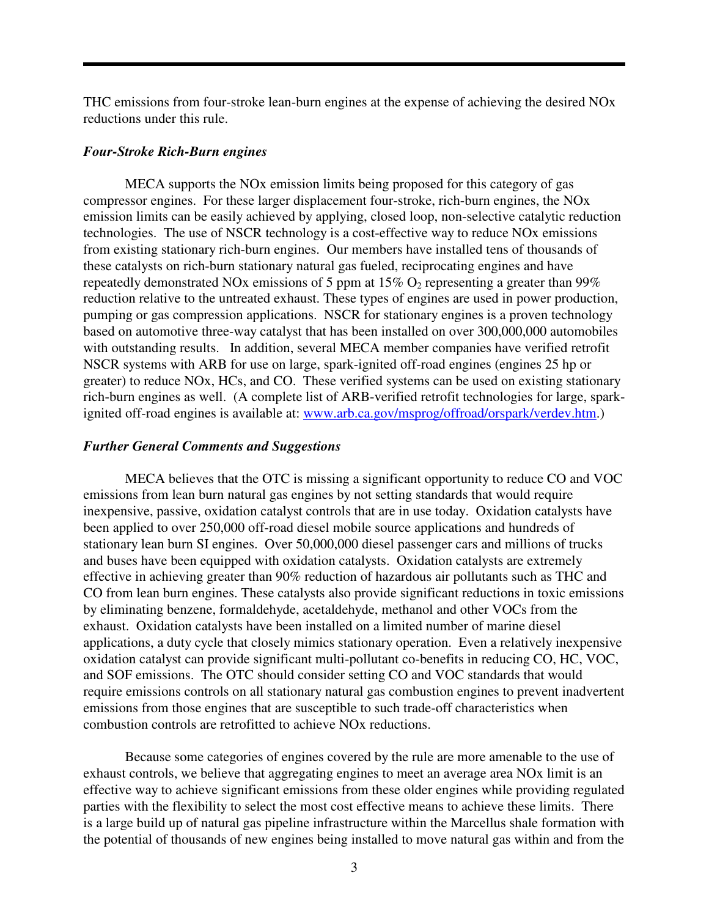THC emissions from four-stroke lean-burn engines at the expense of achieving the desired NOx reductions under this rule.

### *Four-Stroke Rich-Burn engines*

MECA supports the NOx emission limits being proposed for this category of gas compressor engines. For these larger displacement four-stroke, rich-burn engines, the NOx emission limits can be easily achieved by applying, closed loop, non-selective catalytic reduction technologies. The use of NSCR technology is a cost-effective way to reduce NOx emissions from existing stationary rich-burn engines. Our members have installed tens of thousands of these catalysts on rich-burn stationary natural gas fueled, reciprocating engines and have repeatedly demonstrated NOx emissions of 5 ppm at 15% $O_2$ representing a greater than 99% reduction relative to the untreated exhaust. These types of engines are used in power production, pumping or gas compression applications. NSCR for stationary engines is a proven technology based on automotive three-way catalyst that has been installed on over 300,000,000 automobiles with outstanding results. In addition, several MECA member companies have verified retrofit NSCR systems with ARB for use on large, spark-ignited off-road engines (engines 25 hp or greater) to reduce NOx, HCs, and CO. These verified systems can be used on existing stationary rich-burn engines as well. (A complete list of ARB-verified retrofit technologies for large, spark-ignited off-road engines is available at: [www.arb.ca.gov/msprog/offroad/orspark/verdev.htm](www.arb.ca.gov/msprog/offroad/orspark/verdev.htm).)

### *Further General Comments and Suggestions*

MECA believes that the OTC is missing a significant opportunity to reduce CO and VOC emissions from lean burn natural gas engines by not setting standards that would require inexpensive, passive, oxidation catalyst controls that are in use today. Oxidation catalysts have been applied to over 250,000 off-road diesel mobile source applications and hundreds of stationary lean burn SI engines. Over 50,000,000 diesel passenger cars and millions of trucks and buses have been equipped with oxidation catalysts. Oxidation catalysts are extremely effective in achieving greater than 90% reduction of hazardous air pollutants such as THC and CO from lean burn engines. These catalysts also provide significant reductions in toxic emissions by eliminating benzene, formaldehyde, acetaldehyde, methanol and other VOCs from the exhaust. Oxidation catalysts have been installed on a limited number of marine diesel applications, a duty cycle that closely mimics stationary operation. Even a relatively inexpensive oxidation catalyst can provide significant multi-pollutant co-benefits in reducing CO, HC, VOC, and SOF emissions. The OTC should consider setting CO and VOC standards that would require emissions controls on all stationary natural gas combustion engines to prevent inadvertent emissions from those engines that are susceptible to such trade-off characteristics when combustion controls are retrofitted to achieve NOx reductions.

Because some categories of engines covered by the rule are more amenable to the use of exhaust controls, we believe that aggregating engines to meet an average area NOx limit is an effective way to achieve significant emissions from these older engines while providing regulated parties with the flexibility to select the most cost effective means to achieve these limits. There is a large build up of natural gas pipeline infrastructure within the Marcellus shale formation with the potential of thousands of new engines being installed to move natural gas within and from the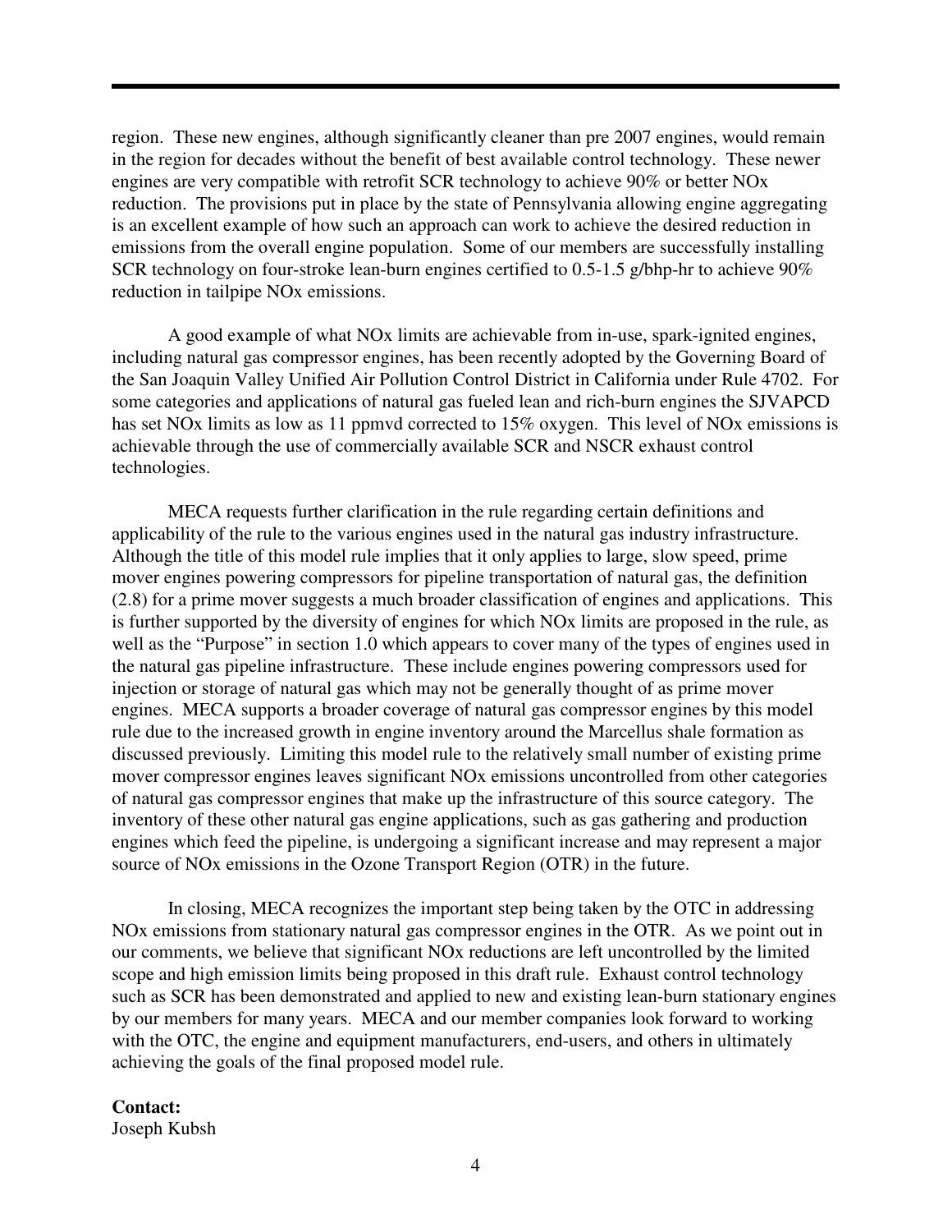region. These new engines, although significantly cleaner than pre 2007 engines, would remain in the region for decades without the benefit of best available control technology. These newer engines are very compatible with retrofit SCR technology to achieve 90% or better NOx reduction. The provisions put in place by the state of Pennsylvania allowing engine aggregating is an excellent example of how such an approach can work to achieve the desired reduction in emissions from the overall engine population. Some of our members are successfully installing SCR technology on four-stroke lean-burn engines certified to 0.5-1.5 g/bhp-hr to achieve 90% reduction in tailpipe NOx emissions.

A good example of what NOx limits are achievable from in-use, spark-ignited engines, including natural gas compressor engines, has been recently adopted by the Governing Board of the San Joaquin Valley Unified Air Pollution Control District in California under Rule 4702. For some categories and applications of natural gas fueled lean and rich-burn engines the SJVAPCD has set NOx limits as low as 11 ppmvd corrected to 15% oxygen. This level of NOx emissions is achievable through the use of commercially available SCR and NSCR exhaust control technologies.

MECA requests further clarification in the rule regarding certain definitions and applicability of the rule to the various engines used in the natural gas industry infrastructure. Although the title of this model rule implies that it only applies to large, slow speed, prime mover engines powering compressors for pipeline transportation of natural gas, the definition (2.8) for a prime mover suggests a much broader classification of engines and applications. This is further supported by the diversity of engines for which NOx limits are proposed in the rule, as well as the "Purpose" in section 1.0 which appears to cover many of the types of engines used in the natural gas pipeline infrastructure. These include engines powering compressors used for injection or storage of natural gas which may not be generally thought of as prime mover engines. MECA supports a broader coverage of natural gas compressor engines by this model rule due to the increased growth in engine inventory around the Marcellus shale formation as discussed previously. Limiting this model rule to the relatively small number of existing prime mover compressor engines leaves significant NOx emissions uncontrolled from other categories of natural gas compressor engines that make up the infrastructure of this source category. The inventory of these other natural gas engine applications, such as gas gathering and production engines which feed the pipeline, is undergoing a significant increase and may represent a major source of NOx emissions in the Ozone Transport Region (OTR) in the future.

In closing, MECA recognizes the important step being taken by the OTC in addressing NOx emissions from stationary natural gas compressor engines in the OTR. As we point out in our comments, we believe that significant NOx reductions are left uncontrolled by the limited scope and high emission limits being proposed in this draft rule. Exhaust control technology such as SCR has been demonstrated and applied to new and existing lean-burn stationary engines by our members for many years. MECA and our member companies look forward to working with the OTC, the engine and equipment manufacturers, end-users, and others in ultimately achieving the goals of the final proposed model rule.

**Contact:**
Joseph Kubsh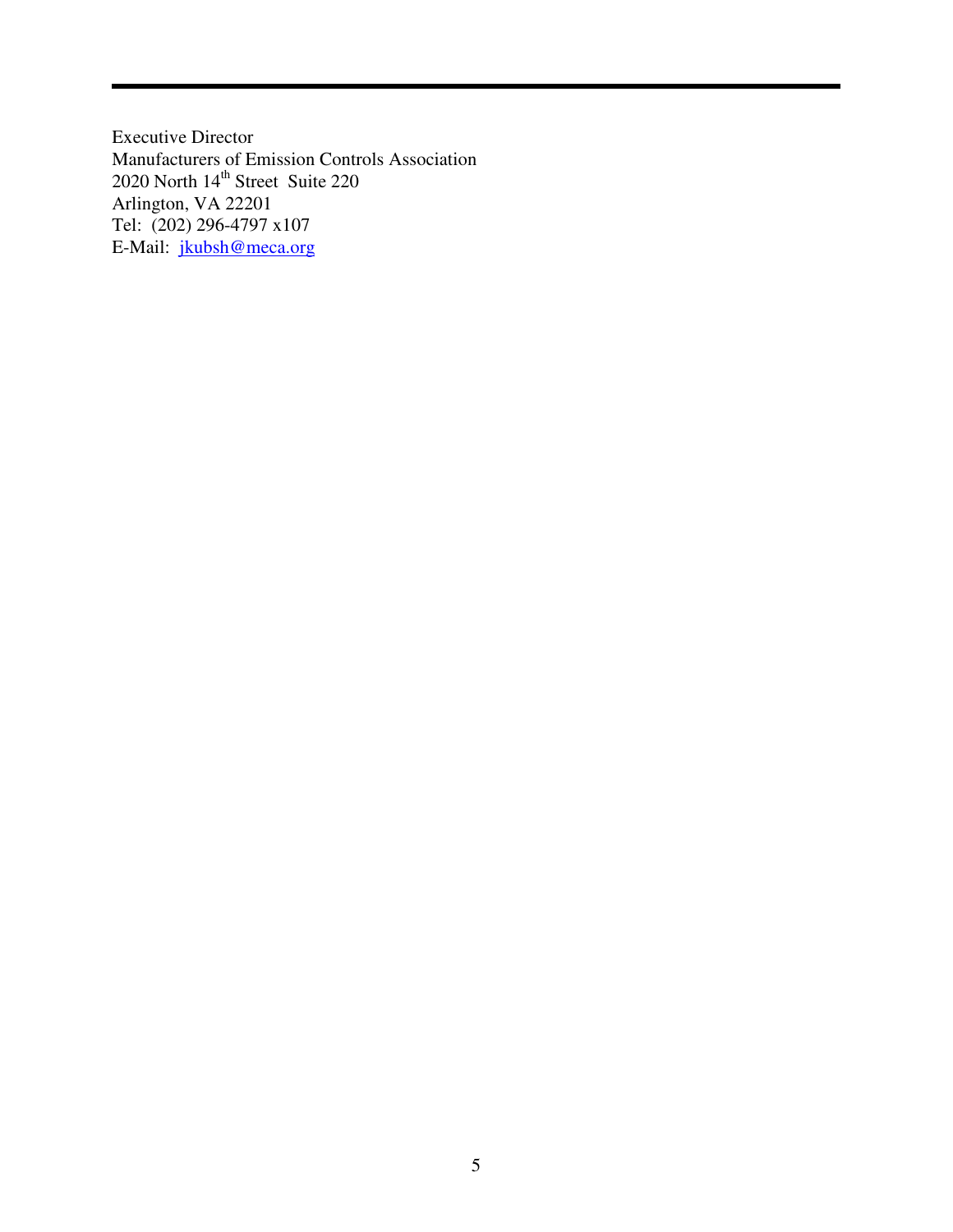---

Executive Director  
Manufacturers of Emission Controls Association  
2020 North 14th Street Suite 220  
Arlington, VA 22201  
Tel: (202) 296-4797 x107  
E-Mail: jkubsh@meca.org